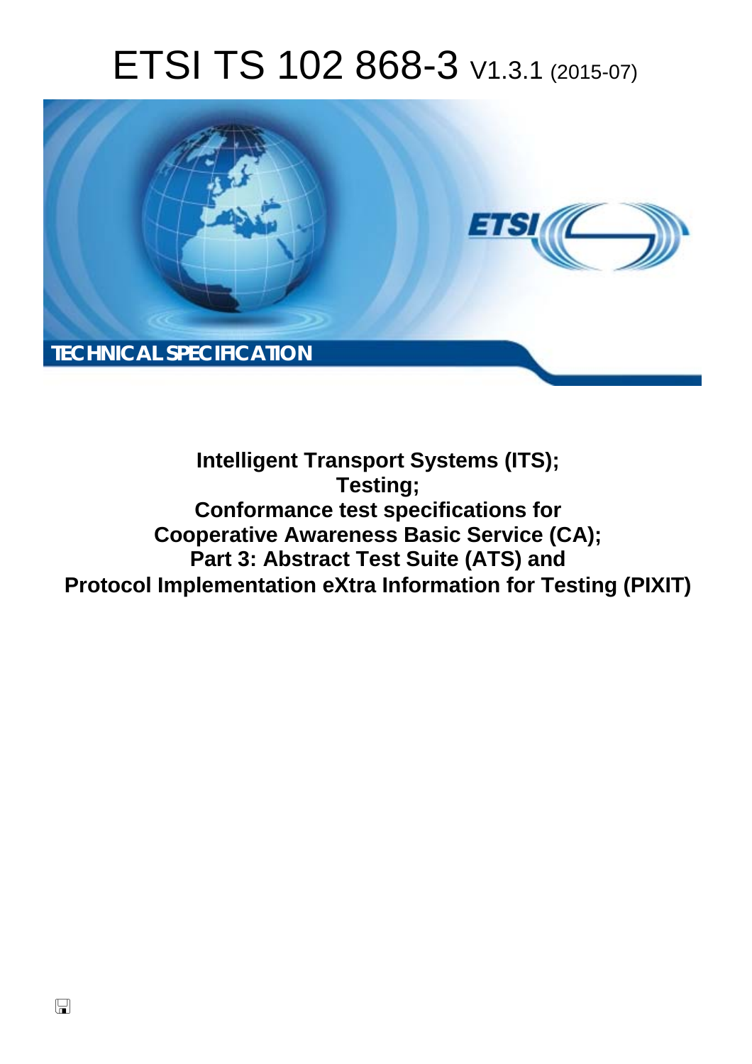# ETSI TS 102 868-3 V1.3.1 (2015-07)

TECHNICAL SPECIFICATION

**Intelligent Transport Systems (ITS);**
**Testing;**
**Conformance test specifications for**
**Cooperative Awareness Basic Service (CA);**
**Part 3: Abstract Test Suite (ATS) and**
**Protocol Implementation eXtra Information for Testing (PIXIT)**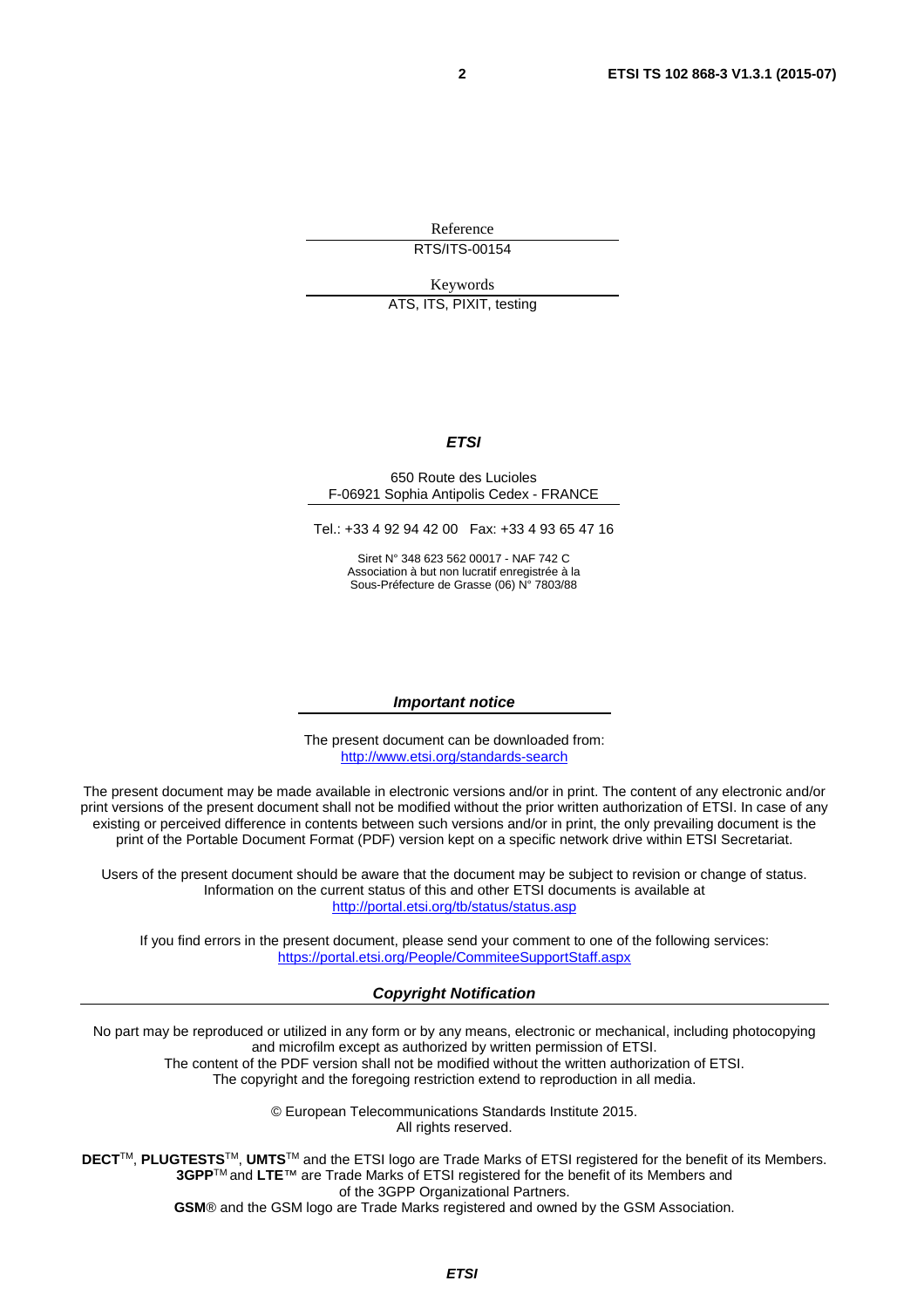Reference

RTS/ITS-00154

Keywords

ATS, ITS, PIXIT, testing

***ETSI***

650 Route des Lucioles
F-06921 Sophia Antipolis Cedex - FRANCE

Tel.: +33 4 92 94 42 00   Fax: +33 4 93 65 47 16

Siret N° 348 623 562 00017 - NAF 742 C
Association à but non lucratif enregistrée à la
Sous-Préfecture de Grasse (06) N° 7803/88

***Important notice***

The present document can be downloaded from:
http://www.etsi.org/standards-search

The present document may be made available in electronic versions and/or in print. The content of any electronic and/or print versions of the present document shall not be modified without the prior written authorization of ETSI. In case of any existing or perceived difference in contents between such versions and/or in print, the only prevailing document is the print of the Portable Document Format (PDF) version kept on a specific network drive within ETSI Secretariat.

Users of the present document should be aware that the document may be subject to revision or change of status. Information on the current status of this and other ETSI documents is available at
http://portal.etsi.org/tb/status/status.asp

If you find errors in the present document, please send your comment to one of the following services:
https://portal.etsi.org/People/CommiteeSupportStaff.aspx

***Copyright Notification***

No part may be reproduced or utilized in any form or by any means, electronic or mechanical, including photocopying and microfilm except as authorized by written permission of ETSI.
The content of the PDF version shall not be modified without the written authorization of ETSI.
The copyright and the foregoing restriction extend to reproduction in all media.

© European Telecommunications Standards Institute 2015.
All rights reserved.

**DECT**™, **PLUGTESTS**™, **UMTS**™ and the ETSI logo are Trade Marks of ETSI registered for the benefit of its Members.
**3GPP**™ and **LTE**™ are Trade Marks of ETSI registered for the benefit of its Members and of the 3GPP Organizational Partners.
**GSM**® and the GSM logo are Trade Marks registered and owned by the GSM Association.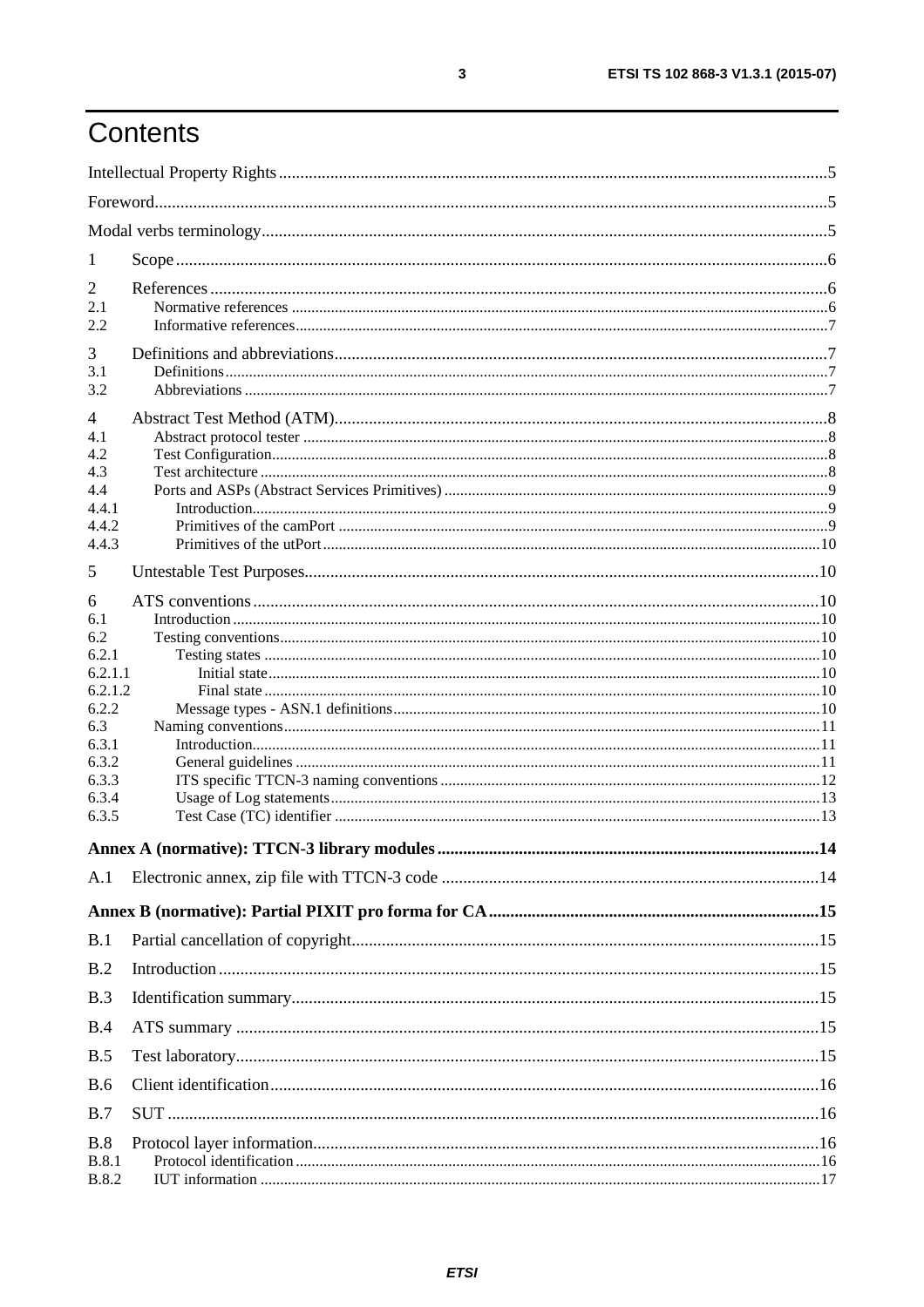# Contents

Intellectual Property Rights ..... 5

Foreword ..... 5

Modal verbs terminology ..... 5

1 Scope ..... 6

2 References ..... 6
- 2.1 Normative references ..... 6
- 2.2 Informative references ..... 7

3 Definitions and abbreviations ..... 7
- 3.1 Definitions ..... 7
- 3.2 Abbreviations ..... 7

4 Abstract Test Method (ATM) ..... 8
- 4.1 Abstract protocol tester ..... 8
- 4.2 Test Configuration ..... 8
- 4.3 Test architecture ..... 8
- 4.4 Ports and ASPs (Abstract Services Primitives) ..... 9
  - 4.4.1 Introduction ..... 9
  - 4.4.2 Primitives of the camPort ..... 9
  - 4.4.3 Primitives of the utPort ..... 10

5 Untestable Test Purposes ..... 10

6 ATS conventions ..... 10
- 6.1 Introduction ..... 10
- 6.2 Testing conventions ..... 10
  - 6.2.1 Testing states ..... 10
    - 6.2.1.1 Initial state ..... 10
    - 6.2.1.2 Final state ..... 10
  - 6.2.2 Message types - ASN.1 definitions ..... 10
- 6.3 Naming conventions ..... 11
  - 6.3.1 Introduction ..... 11
  - 6.3.2 General guidelines ..... 11
  - 6.3.3 ITS specific TTCN-3 naming conventions ..... 12
  - 6.3.4 Usage of Log statements ..... 13
  - 6.3.5 Test Case (TC) identifier ..... 13

**Annex A (normative): TTCN-3 library modules ..... 14**

A.1 Electronic annex, zip file with TTCN-3 code ..... 14

**Annex B (normative): Partial PIXIT pro forma for CA ..... 15**

B.1 Partial cancellation of copyright ..... 15

B.2 Introduction ..... 15

B.3 Identification summary ..... 15

B.4 ATS summary ..... 15

B.5 Test laboratory ..... 15

B.6 Client identification ..... 16

B.7 SUT ..... 16

B.8 Protocol layer information ..... 16
- B.8.1 Protocol identification ..... 16
- B.8.2 IUT information ..... 17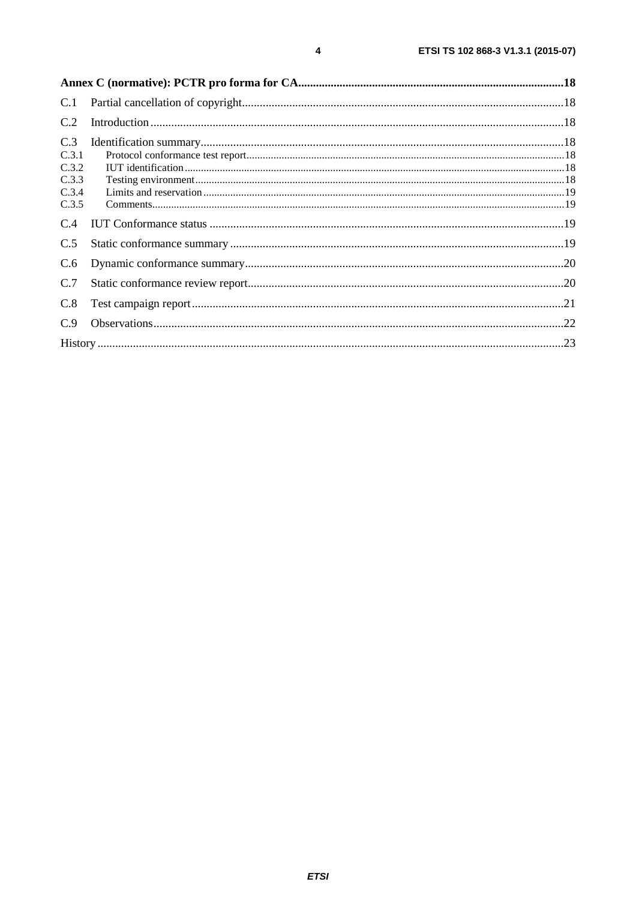**Annex C (normative): PCTR pro forma for CA** .......... 18

C.1 Partial cancellation of copyright .......... 18

C.2 Introduction .......... 18

C.3 Identification summary .......... 18

C.3.1 Protocol conformance test report .......... 18

C.3.2 IUT identification .......... 18

C.3.3 Testing environment .......... 18

C.3.4 Limits and reservation .......... 19

C.3.5 Comments .......... 19

C.4 IUT Conformance status .......... 19

C.5 Static conformance summary .......... 19

C.6 Dynamic conformance summary .......... 20

C.7 Static conformance review report .......... 20

C.8 Test campaign report .......... 21

C.9 Observations .......... 22

History .......... 23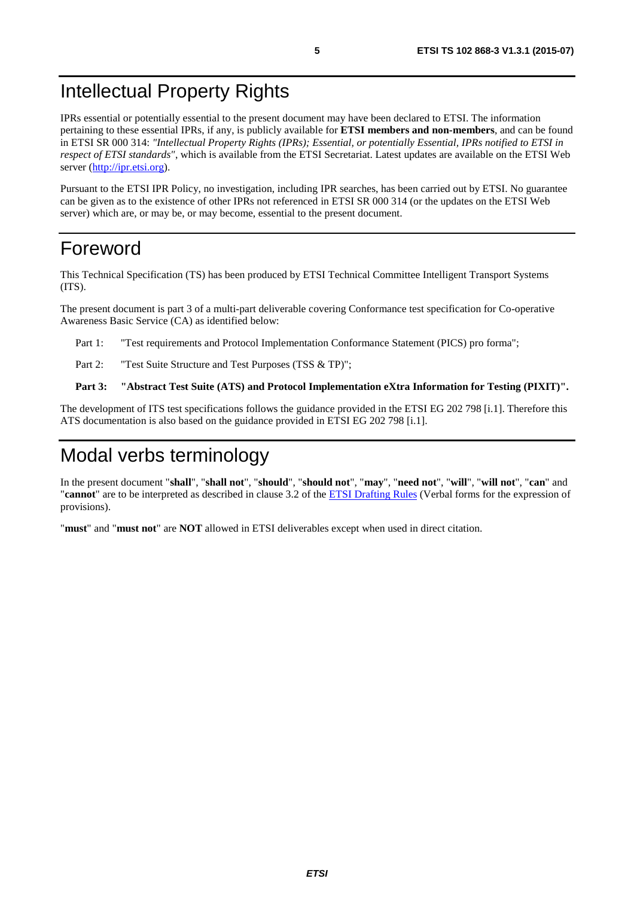# Intellectual Property Rights

IPRs essential or potentially essential to the present document may have been declared to ETSI. The information pertaining to these essential IPRs, if any, is publicly available for **ETSI members and non-members**, and can be found in ETSI SR 000 314: *"Intellectual Property Rights (IPRs); Essential, or potentially Essential, IPRs notified to ETSI in respect of ETSI standards"*, which is available from the ETSI Secretariat. Latest updates are available on the ETSI Web server (http://ipr.etsi.org).

Pursuant to the ETSI IPR Policy, no investigation, including IPR searches, has been carried out by ETSI. No guarantee can be given as to the existence of other IPRs not referenced in ETSI SR 000 314 (or the updates on the ETSI Web server) which are, or may be, or may become, essential to the present document.

# Foreword

This Technical Specification (TS) has been produced by ETSI Technical Committee Intelligent Transport Systems (ITS).

The present document is part 3 of a multi-part deliverable covering Conformance test specification for Co-operative Awareness Basic Service (CA) as identified below:

Part 1: "Test requirements and Protocol Implementation Conformance Statement (PICS) pro forma";

Part 2: "Test Suite Structure and Test Purposes (TSS & TP)";

**Part 3: "Abstract Test Suite (ATS) and Protocol Implementation eXtra Information for Testing (PIXIT)".**

The development of ITS test specifications follows the guidance provided in the ETSI EG 202 798 [i.1]. Therefore this ATS documentation is also based on the guidance provided in ETSI EG 202 798 [i.1].

# Modal verbs terminology

In the present document "**shall**", "**shall not**", "**should**", "**should not**", "**may**", "**need not**", "**will**", "**will not**", "**can**" and "**cannot**" are to be interpreted as described in clause 3.2 of the ETSI Drafting Rules (Verbal forms for the expression of provisions).

"**must**" and "**must not**" are **NOT** allowed in ETSI deliverables except when used in direct citation.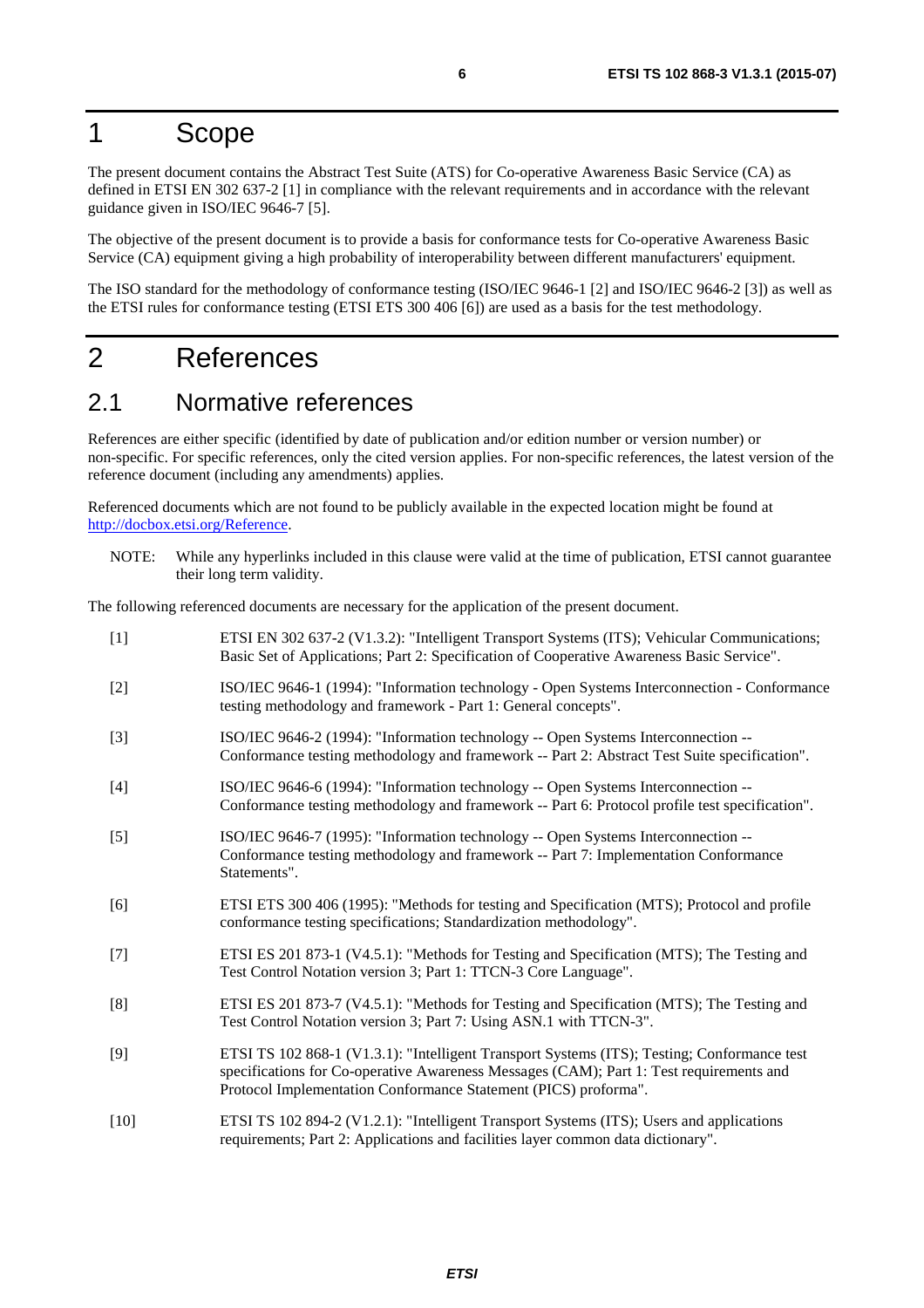# 1 Scope

The present document contains the Abstract Test Suite (ATS) for Co-operative Awareness Basic Service (CA) as defined in ETSI EN 302 637-2 [1] in compliance with the relevant requirements and in accordance with the relevant guidance given in ISO/IEC 9646-7 [5].

The objective of the present document is to provide a basis for conformance tests for Co-operative Awareness Basic Service (CA) equipment giving a high probability of interoperability between different manufacturers' equipment.

The ISO standard for the methodology of conformance testing (ISO/IEC 9646-1 [2] and ISO/IEC 9646-2 [3]) as well as the ETSI rules for conformance testing (ETSI ETS 300 406 [6]) are used as a basis for the test methodology.

# 2 References

## 2.1 Normative references

References are either specific (identified by date of publication and/or edition number or version number) or non-specific. For specific references, only the cited version applies. For non-specific references, the latest version of the reference document (including any amendments) applies.

Referenced documents which are not found to be publicly available in the expected location might be found at http://docbox.etsi.org/Reference.

NOTE: While any hyperlinks included in this clause were valid at the time of publication, ETSI cannot guarantee their long term validity.

The following referenced documents are necessary for the application of the present document.

[1] ETSI EN 302 637-2 (V1.3.2): "Intelligent Transport Systems (ITS); Vehicular Communications; Basic Set of Applications; Part 2: Specification of Cooperative Awareness Basic Service".

[2] ISO/IEC 9646-1 (1994): "Information technology - Open Systems Interconnection - Conformance testing methodology and framework - Part 1: General concepts".

[3] ISO/IEC 9646-2 (1994): "Information technology -- Open Systems Interconnection -- Conformance testing methodology and framework -- Part 2: Abstract Test Suite specification".

[4] ISO/IEC 9646-6 (1994): "Information technology -- Open Systems Interconnection -- Conformance testing methodology and framework -- Part 6: Protocol profile test specification".

[5] ISO/IEC 9646-7 (1995): "Information technology -- Open Systems Interconnection -- Conformance testing methodology and framework -- Part 7: Implementation Conformance Statements".

[6] ETSI ETS 300 406 (1995): "Methods for testing and Specification (MTS); Protocol and profile conformance testing specifications; Standardization methodology".

[7] ETSI ES 201 873-1 (V4.5.1): "Methods for Testing and Specification (MTS); The Testing and Test Control Notation version 3; Part 1: TTCN-3 Core Language".

[8] ETSI ES 201 873-7 (V4.5.1): "Methods for Testing and Specification (MTS); The Testing and Test Control Notation version 3; Part 7: Using ASN.1 with TTCN-3".

[9] ETSI TS 102 868-1 (V1.3.1): "Intelligent Transport Systems (ITS); Testing; Conformance test specifications for Co-operative Awareness Messages (CAM); Part 1: Test requirements and Protocol Implementation Conformance Statement (PICS) proforma".

[10] ETSI TS 102 894-2 (V1.2.1): "Intelligent Transport Systems (ITS); Users and applications requirements; Part 2: Applications and facilities layer common data dictionary".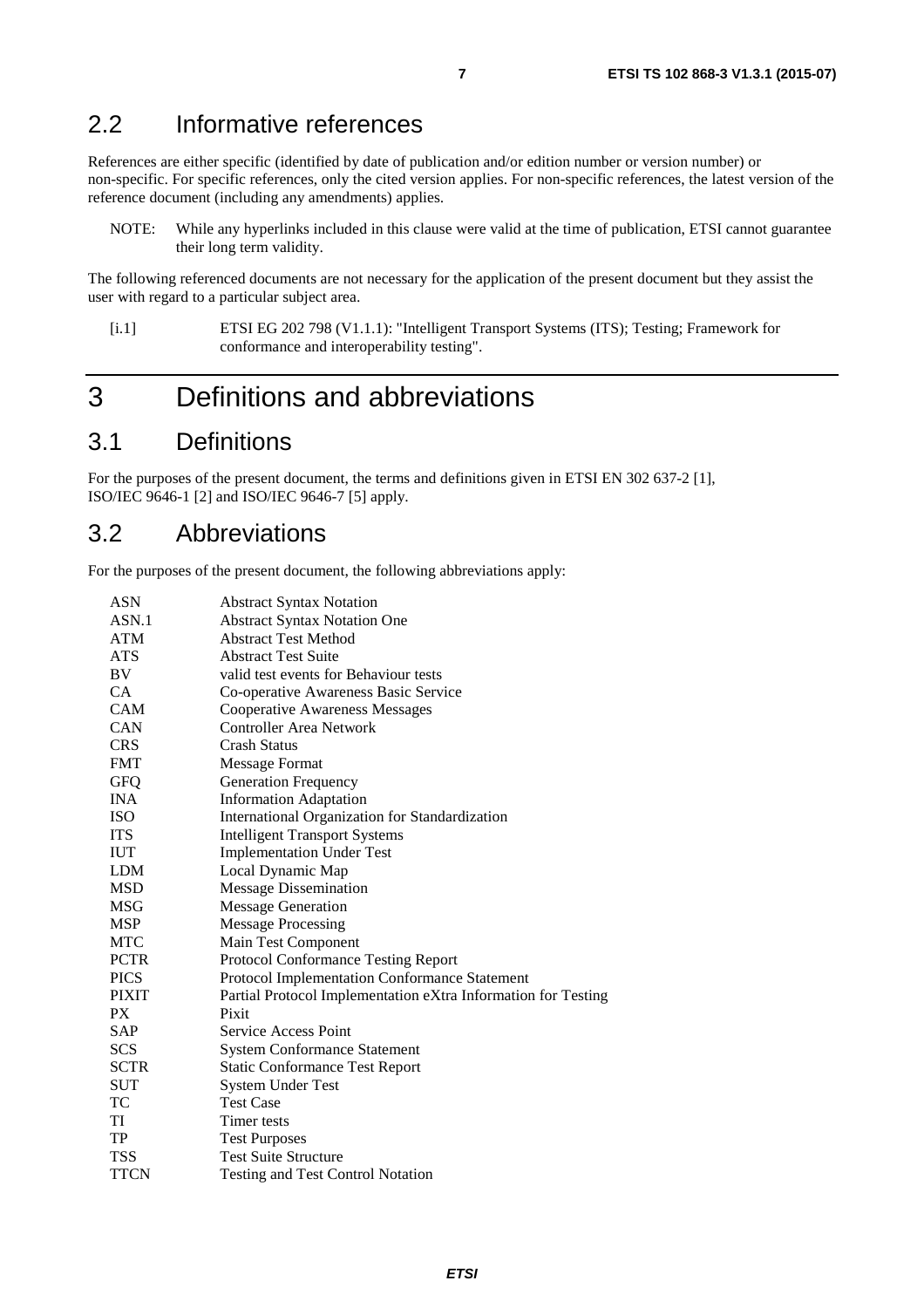## 2.2 Informative references

References are either specific (identified by date of publication and/or edition number or version number) or non-specific. For specific references, only the cited version applies. For non-specific references, the latest version of the reference document (including any amendments) applies.

NOTE: While any hyperlinks included in this clause were valid at the time of publication, ETSI cannot guarantee their long term validity.

The following referenced documents are not necessary for the application of the present document but they assist the user with regard to a particular subject area.

[i.1] ETSI EG 202 798 (V1.1.1): "Intelligent Transport Systems (ITS); Testing; Framework for conformance and interoperability testing".

# 3 Definitions and abbreviations

## 3.1 Definitions

For the purposes of the present document, the terms and definitions given in ETSI EN 302 637-2 [1], ISO/IEC 9646-1 [2] and ISO/IEC 9646-7 [5] apply.

## 3.2 Abbreviations

For the purposes of the present document, the following abbreviations apply:

| | |
|---|---|
| ASN | Abstract Syntax Notation |
| ASN.1 | Abstract Syntax Notation One |
| ATM | Abstract Test Method |
| ATS | Abstract Test Suite |
| BV | valid test events for Behaviour tests |
| CA | Co-operative Awareness Basic Service |
| CAM | Cooperative Awareness Messages |
| CAN | Controller Area Network |
| CRS | Crash Status |
| FMT | Message Format |
| GFQ | Generation Frequency |
| INA | Information Adaptation |
| ISO | International Organization for Standardization |
| ITS | Intelligent Transport Systems |
| IUT | Implementation Under Test |
| LDM | Local Dynamic Map |
| MSD | Message Dissemination |
| MSG | Message Generation |
| MSP | Message Processing |
| MTC | Main Test Component |
| PCTR | Protocol Conformance Testing Report |
| PICS | Protocol Implementation Conformance Statement |
| PIXIT | Partial Protocol Implementation eXtra Information for Testing |
| PX | Pixit |
| SAP | Service Access Point |
| SCS | System Conformance Statement |
| SCTR | Static Conformance Test Report |
| SUT | System Under Test |
| TC | Test Case |
| TI | Timer tests |
| TP | Test Purposes |
| TSS | Test Suite Structure |
| TTCN | Testing and Test Control Notation |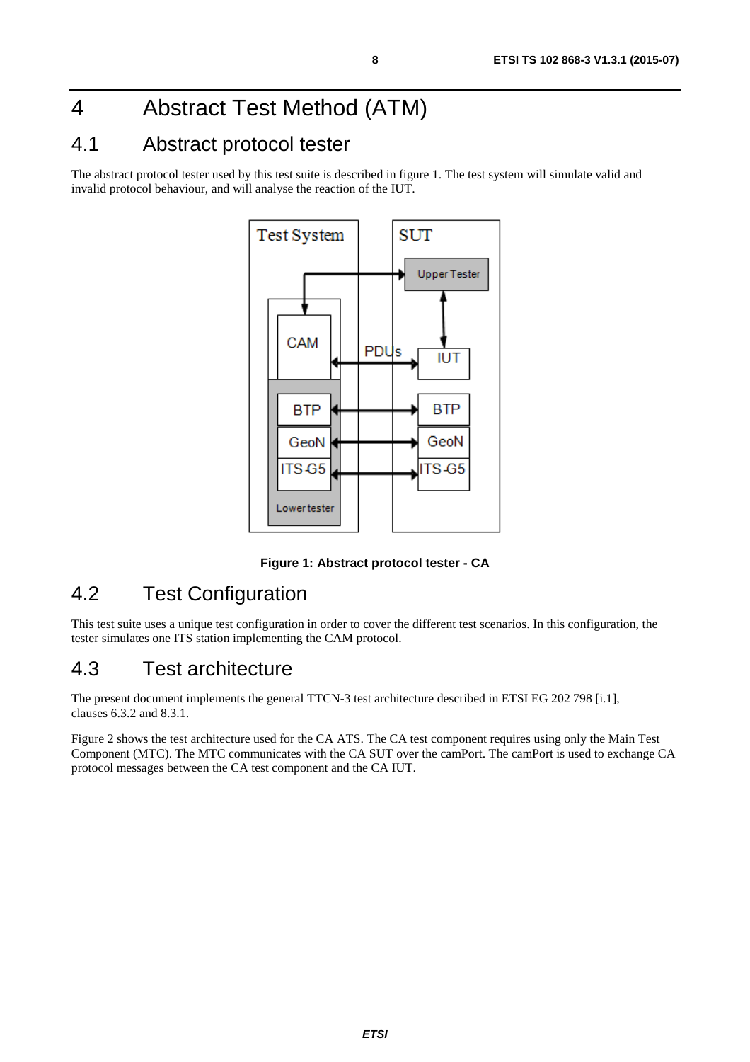# 4 Abstract Test Method (ATM)

## 4.1 Abstract protocol tester

The abstract protocol tester used by this test suite is described in figure 1. The test system will simulate valid and invalid protocol behaviour, and will analyse the reaction of the IUT.

**Figure 1: Abstract protocol tester - CA**

## 4.2 Test Configuration

This test suite uses a unique test configuration in order to cover the different test scenarios. In this configuration, the tester simulates one ITS station implementing the CAM protocol.

## 4.3 Test architecture

The present document implements the general TTCN-3 test architecture described in ETSI EG 202 798 [i.1], clauses 6.3.2 and 8.3.1.

Figure 2 shows the test architecture used for the CA ATS. The CA test component requires using only the Main Test Component (MTC). The MTC communicates with the CA SUT over the camPort. The camPort is used to exchange CA protocol messages between the CA test component and the CA IUT.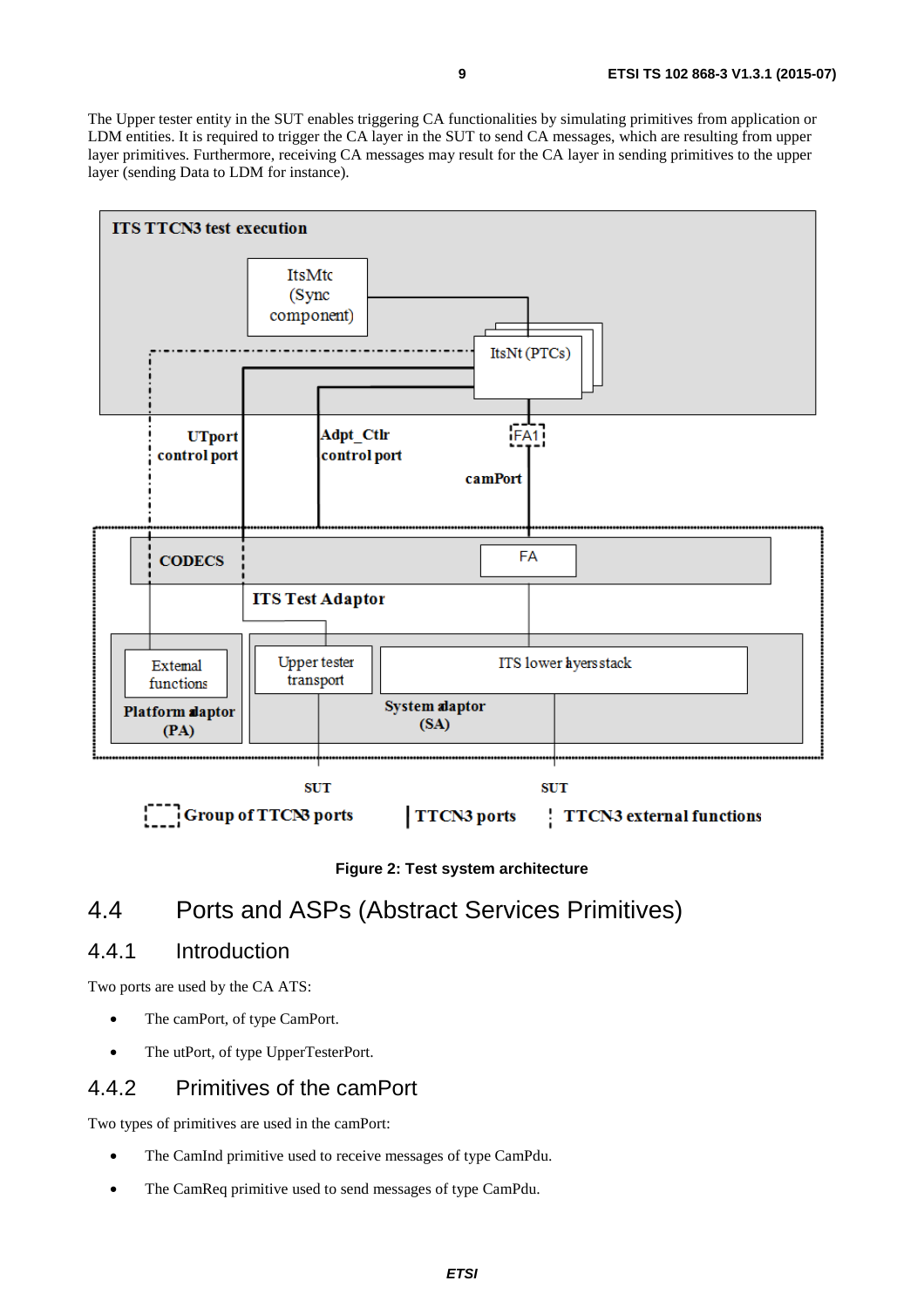The Upper tester entity in the SUT enables triggering CA functionalities by simulating primitives from application or LDM entities. It is required to trigger the CA layer in the SUT to send CA messages, which are resulting from upper layer primitives. Furthermore, receiving CA messages may result for the CA layer in sending primitives to the upper layer (sending Data to LDM for instance).

**Figure 2: Test system architecture**

## 4.4 Ports and ASPs (Abstract Services Primitives)

### 4.4.1 Introduction

Two ports are used by the CA ATS:

- The camPort, of type CamPort.
- The utPort, of type UpperTesterPort.

### 4.4.2 Primitives of the camPort

Two types of primitives are used in the camPort:

- The CamInd primitive used to receive messages of type CamPdu.
- The CamReq primitive used to send messages of type CamPdu.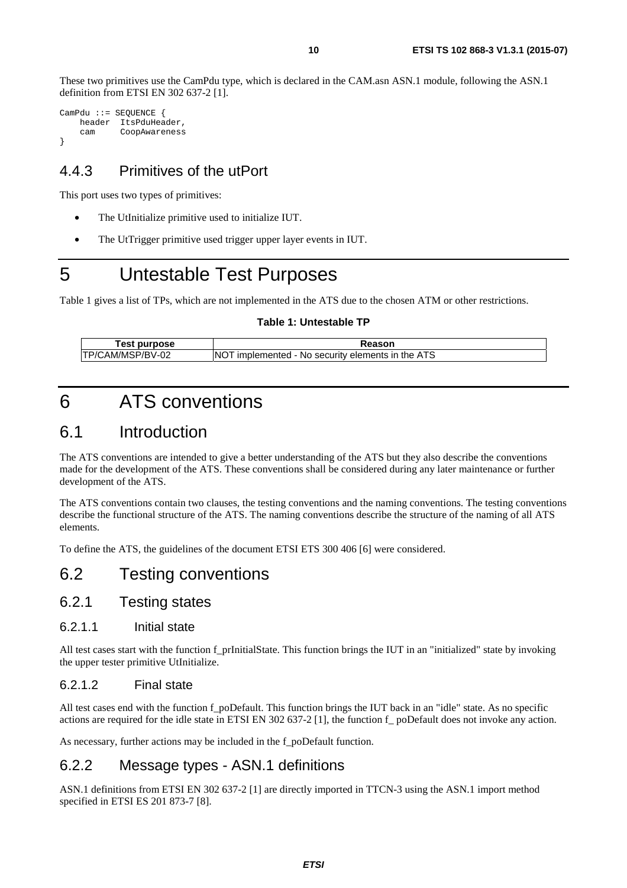These two primitives use the CamPdu type, which is declared in the CAM.asn ASN.1 module, following the ASN.1 definition from ETSI EN 302 637-2 [1].

```
CamPdu ::= SEQUENCE {
    header  ItsPduHeader,
    cam     CoopAwareness
}
```

### 4.4.3 Primitives of the utPort

This port uses two types of primitives:

- The UtInitialize primitive used to initialize IUT.
- The UtTrigger primitive used trigger upper layer events in IUT.

# 5 Untestable Test Purposes

Table 1 gives a list of TPs, which are not implemented in the ATS due to the chosen ATM or other restrictions.

**Table 1: Untestable TP**

| Test purpose | Reason |
|---|---|
| TP/CAM/MSP/BV-02 | NOT implemented - No security elements in the ATS |

# 6 ATS conventions

## 6.1 Introduction

The ATS conventions are intended to give a better understanding of the ATS but they also describe the conventions made for the development of the ATS. These conventions shall be considered during any later maintenance or further development of the ATS.

The ATS conventions contain two clauses, the testing conventions and the naming conventions. The testing conventions describe the functional structure of the ATS. The naming conventions describe the structure of the naming of all ATS elements.

To define the ATS, the guidelines of the document ETSI ETS 300 406 [6] were considered.

## 6.2 Testing conventions

### 6.2.1 Testing states

#### 6.2.1.1 Initial state

All test cases start with the function f_prInitialState. This function brings the IUT in an "initialized" state by invoking the upper tester primitive UtInitialize.

#### 6.2.1.2 Final state

All test cases end with the function f_poDefault. This function brings the IUT back in an "idle" state. As no specific actions are required for the idle state in ETSI EN 302 637-2 [1], the function f_ poDefault does not invoke any action.

As necessary, further actions may be included in the f_poDefault function.

### 6.2.2 Message types - ASN.1 definitions

ASN.1 definitions from ETSI EN 302 637-2 [1] are directly imported in TTCN-3 using the ASN.1 import method specified in ETSI ES 201 873-7 [8].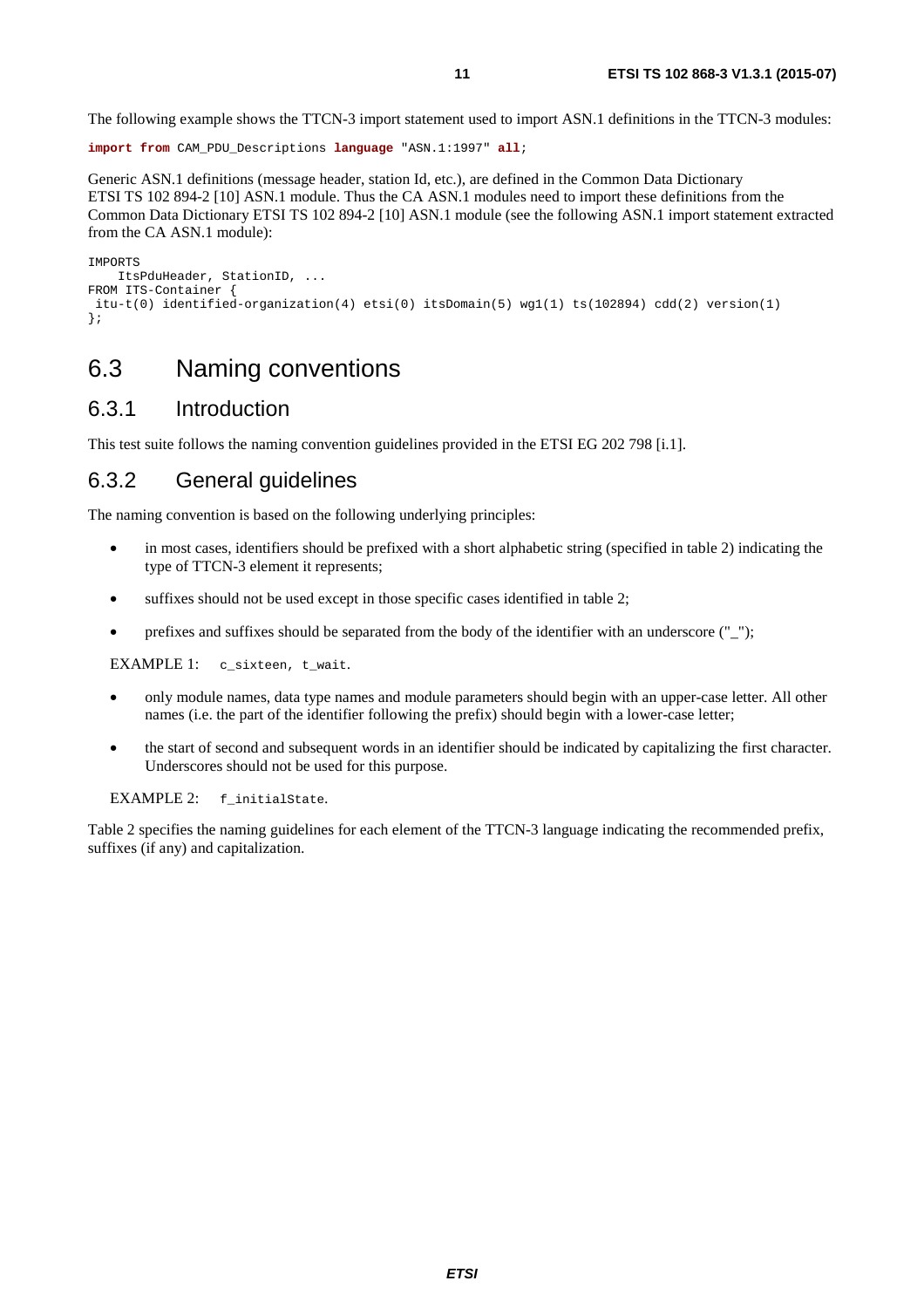The following example shows the TTCN-3 import statement used to import ASN.1 definitions in the TTCN-3 modules:

```
import from CAM_PDU_Descriptions language "ASN.1:1997" all;
```

Generic ASN.1 definitions (message header, station Id, etc.), are defined in the Common Data Dictionary ETSI TS 102 894-2 [10] ASN.1 module. Thus the CA ASN.1 modules need to import these definitions from the Common Data Dictionary ETSI TS 102 894-2 [10] ASN.1 module (see the following ASN.1 import statement extracted from the CA ASN.1 module):

```
IMPORTS
    ItsPduHeader, StationID, ...
FROM ITS-Container {
 itu-t(0) identified-organization(4) etsi(0) itsDomain(5) wg1(1) ts(102894) cdd(2) version(1)
};
```

# 6.3 Naming conventions

## 6.3.1 Introduction

This test suite follows the naming convention guidelines provided in the ETSI EG 202 798 [i.1].

## 6.3.2 General guidelines

The naming convention is based on the following underlying principles:

- in most cases, identifiers should be prefixed with a short alphabetic string (specified in table 2) indicating the type of TTCN-3 element it represents;
- suffixes should not be used except in those specific cases identified in table 2;
- prefixes and suffixes should be separated from the body of the identifier with an underscore ("_");

EXAMPLE 1: `c_sixteen, t_wait`.

- only module names, data type names and module parameters should begin with an upper-case letter. All other names (i.e. the part of the identifier following the prefix) should begin with a lower-case letter;
- the start of second and subsequent words in an identifier should be indicated by capitalizing the first character. Underscores should not be used for this purpose.

EXAMPLE 2: `f_initialState`.

Table 2 specifies the naming guidelines for each element of the TTCN-3 language indicating the recommended prefix, suffixes (if any) and capitalization.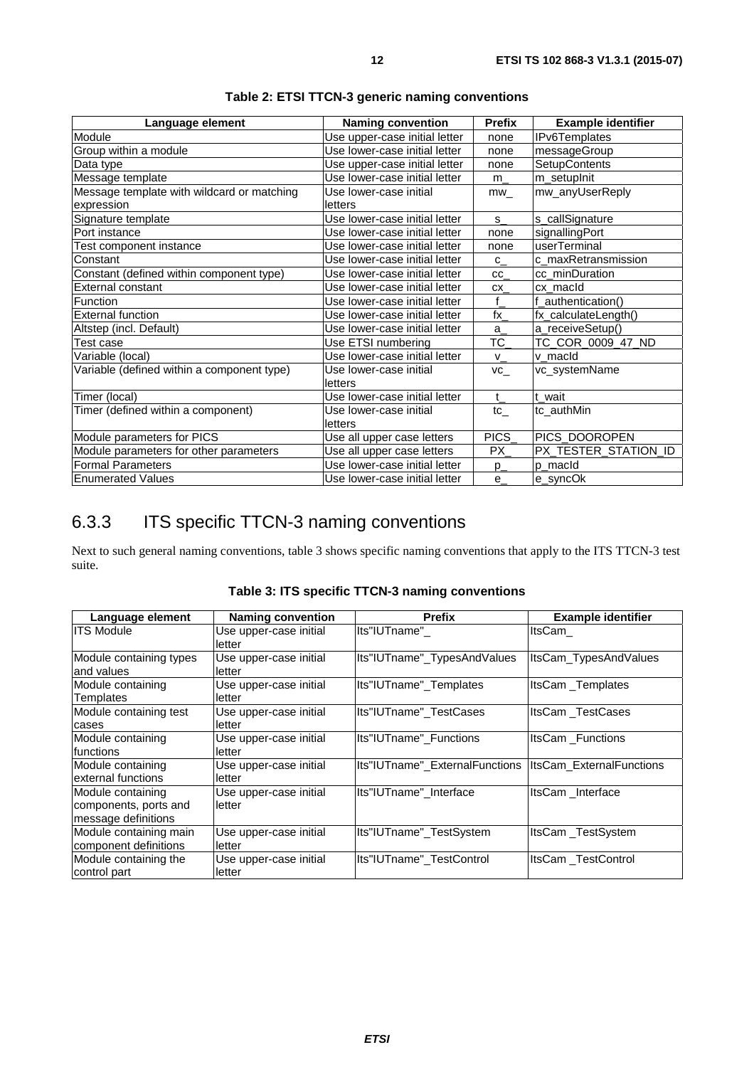**Table 2: ETSI TTCN-3 generic naming conventions**

| Language element | Naming convention | Prefix | Example identifier |
|---|---|---|---|
| Module | Use upper-case initial letter | none | IPv6Templates |
| Group within a module | Use lower-case initial letter | none | messageGroup |
| Data type | Use upper-case initial letter | none | SetupContents |
| Message template | Use lower-case initial letter | m_ | m_setupInit |
| Message template with wildcard or matching expression | Use lower-case initial letters | mw_ | mw_anyUserReply |
| Signature template | Use lower-case initial letter | s_ | s_callSignature |
| Port instance | Use lower-case initial letter | none | signallingPort |
| Test component instance | Use lower-case initial letter | none | userTerminal |
| Constant | Use lower-case initial letter | c_ | c_maxRetransmission |
| Constant (defined within component type) | Use lower-case initial letter | cc_ | cc_minDuration |
| External constant | Use lower-case initial letter | cx_ | cx_macId |
| Function | Use lower-case initial letter | f_ | f_authentication() |
| External function | Use lower-case initial letter | fx_ | fx_calculateLength() |
| Altstep (incl. Default) | Use lower-case initial letter | a_ | a_receiveSetup() |
| Test case | Use ETSI numbering | TC_ | TC_COR_0009_47_ND |
| Variable (local) | Use lower-case initial letter | v_ | v_macId |
| Variable (defined within a component type) | Use lower-case initial letters | vc_ | vc_systemName |
| Timer (local) | Use lower-case initial letter | t_ | t_wait |
| Timer (defined within a component) | Use lower-case initial letters | tc_ | tc_authMin |
| Module parameters for PICS | Use all upper case letters | PICS_ | PICS_DOOROPEN |
| Module parameters for other parameters | Use all upper case letters | PX_ | PX_TESTER_STATION_ID |
| Formal Parameters | Use lower-case initial letter | p_ | p_macId |
| Enumerated Values | Use lower-case initial letter | e_ | e_syncOk |

### 6.3.3 ITS specific TTCN-3 naming conventions

Next to such general naming conventions, table 3 shows specific naming conventions that apply to the ITS TTCN-3 test suite.

**Table 3: ITS specific TTCN-3 naming conventions**

| Language element | Naming convention | Prefix | Example identifier |
|---|---|---|---|
| ITS Module | Use upper-case initial letter | Its"IUTname"_ | ItsCam_ |
| Module containing types and values | Use upper-case initial letter | Its"IUTname"_TypesAndValues | ItsCam_TypesAndValues |
| Module containing Templates | Use upper-case initial letter | Its"IUTname"_Templates | ItsCam _Templates |
| Module containing test cases | Use upper-case initial letter | Its"IUTname"_TestCases | ItsCam _TestCases |
| Module containing functions | Use upper-case initial letter | Its"IUTname"_Functions | ItsCam _Functions |
| Module containing external functions | Use upper-case initial letter | Its"IUTname"_ExternalFunctions | ItsCam_ExternalFunctions |
| Module containing components, ports and message definitions | Use upper-case initial letter | Its"IUTname"_Interface | ItsCam _Interface |
| Module containing main component definitions | Use upper-case initial letter | Its"IUTname"_TestSystem | ItsCam _TestSystem |
| Module containing the control part | Use upper-case initial letter | Its"IUTname"_TestControl | ItsCam _TestControl |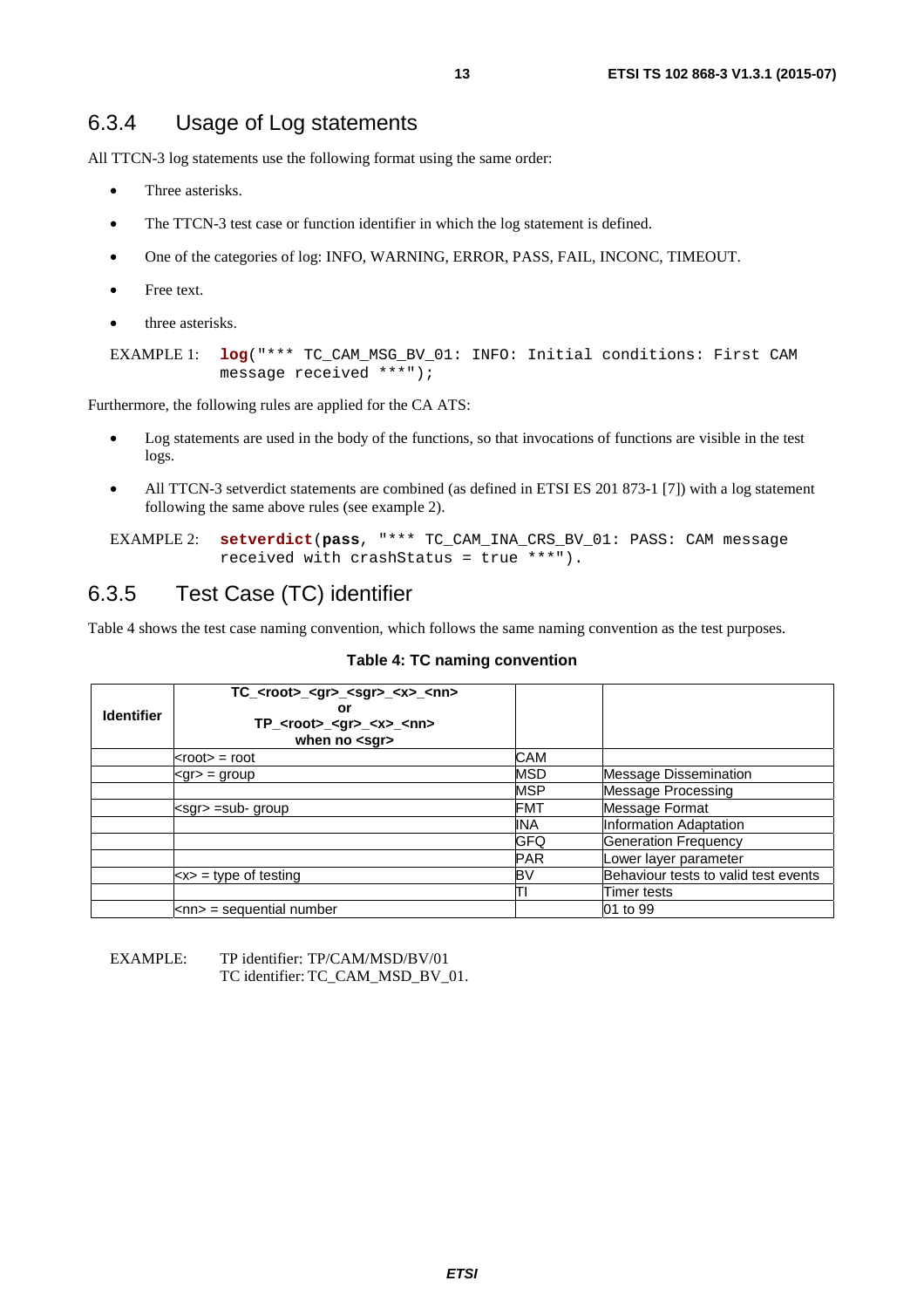### 6.3.4 Usage of Log statements

All TTCN-3 log statements use the following format using the same order:

- Three asterisks.
- The TTCN-3 test case or function identifier in which the log statement is defined.
- One of the categories of log: INFO, WARNING, ERROR, PASS, FAIL, INCONC, TIMEOUT.
- Free text.
- three asterisks.

EXAMPLE 1:
```
log("*** TC_CAM_MSG_BV_01: INFO: Initial conditions: First CAM message received ***");
```

Furthermore, the following rules are applied for the CA ATS:

- Log statements are used in the body of the functions, so that invocations of functions are visible in the test logs.
- All TTCN-3 setverdict statements are combined (as defined in ETSI ES 201 873-1 [7]) with a log statement following the same above rules (see example 2).

EXAMPLE 2:
```
setverdict(pass, "*** TC_CAM_INA_CRS_BV_01: PASS: CAM message received with crashStatus = true ***").
```

### 6.3.5 Test Case (TC) identifier

Table 4 shows the test case naming convention, which follows the same naming convention as the test purposes.

**Table 4: TC naming convention**

| **Identifier** | **TC_<root>_<gr>_<sgr>_<x>_<nn> or TP_<root>_<gr>_<x>_<nn> when no <sgr>** | | |
|---|---|---|---|
| | <root> = root | CAM | |
| | <gr> = group | MSD | Message Dissemination |
| | | MSP | Message Processing |
| | <sgr> =sub- group | FMT | Message Format |
| | | INA | Information Adaptation |
| | | GFQ | Generation Frequency |
| | | PAR | Lower layer parameter |
| | <x> = type of testing | BV | Behaviour tests to valid test events |
| | | TI | Timer tests |
| | <nn> = sequential number | | 01 to 99 |

EXAMPLE: TP identifier: TP/CAM/MSD/BV/01
TC identifier: TC_CAM_MSD_BV_01.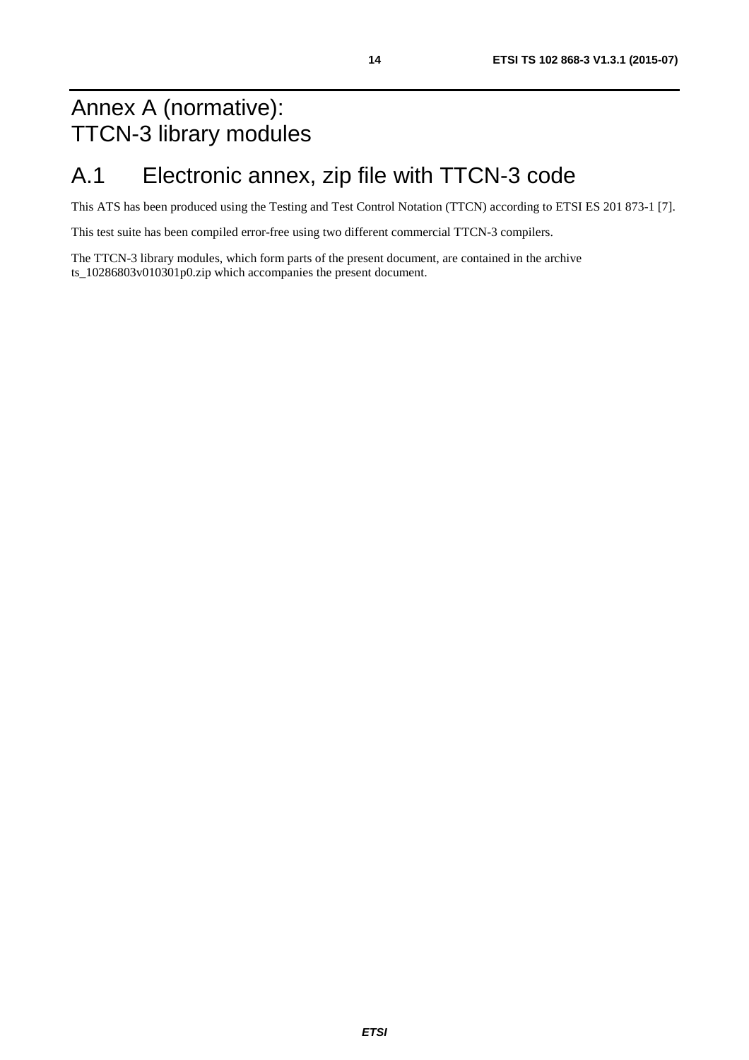# Annex A (normative): TTCN-3 library modules

## A.1 Electronic annex, zip file with TTCN-3 code

This ATS has been produced using the Testing and Test Control Notation (TTCN) according to ETSI ES 201 873-1 [7].

This test suite has been compiled error-free using two different commercial TTCN-3 compilers.

The TTCN-3 library modules, which form parts of the present document, are contained in the archive ts_10286803v010301p0.zip which accompanies the present document.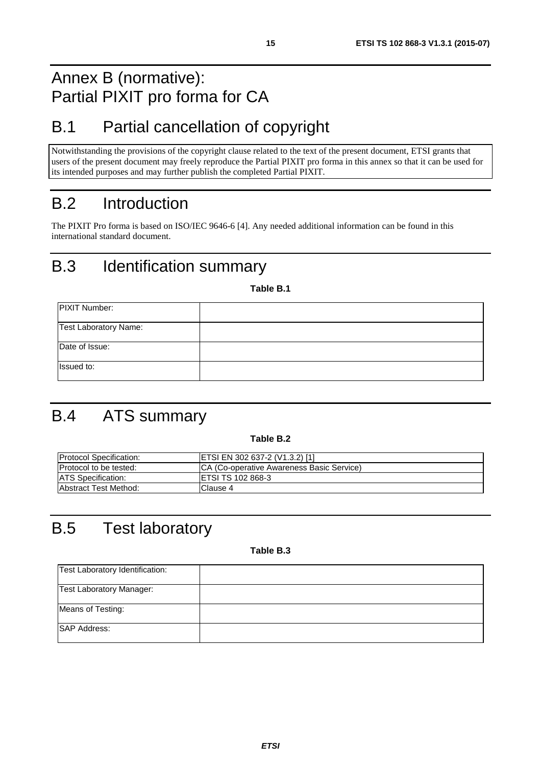# Annex B (normative): Partial PIXIT pro forma for CA

## B.1 Partial cancellation of copyright

Notwithstanding the provisions of the copyright clause related to the text of the present document, ETSI grants that users of the present document may freely reproduce the Partial PIXIT pro forma in this annex so that it can be used for its intended purposes and may further publish the completed Partial PIXIT.

## B.2 Introduction

The PIXIT Pro forma is based on ISO/IEC 9646-6 [4]. Any needed additional information can be found in this international standard document.

## B.3 Identification summary

**Table B.1**

| | |
|---|---|
| PIXIT Number: | |
| Test Laboratory Name: | |
| Date of Issue: | |
| Issued to: | |

## B.4 ATS summary

**Table B.2**

| | |
|---|---|
| Protocol Specification: | ETSI EN 302 637-2 (V1.3.2) [1] |
| Protocol to be tested: | CA (Co-operative Awareness Basic Service) |
| ATS Specification: | ETSI TS 102 868-3 |
| Abstract Test Method: | Clause 4 |

## B.5 Test laboratory

**Table B.3**

| | |
|---|---|
| Test Laboratory Identification: | |
| Test Laboratory Manager: | |
| Means of Testing: | |
| SAP Address: | |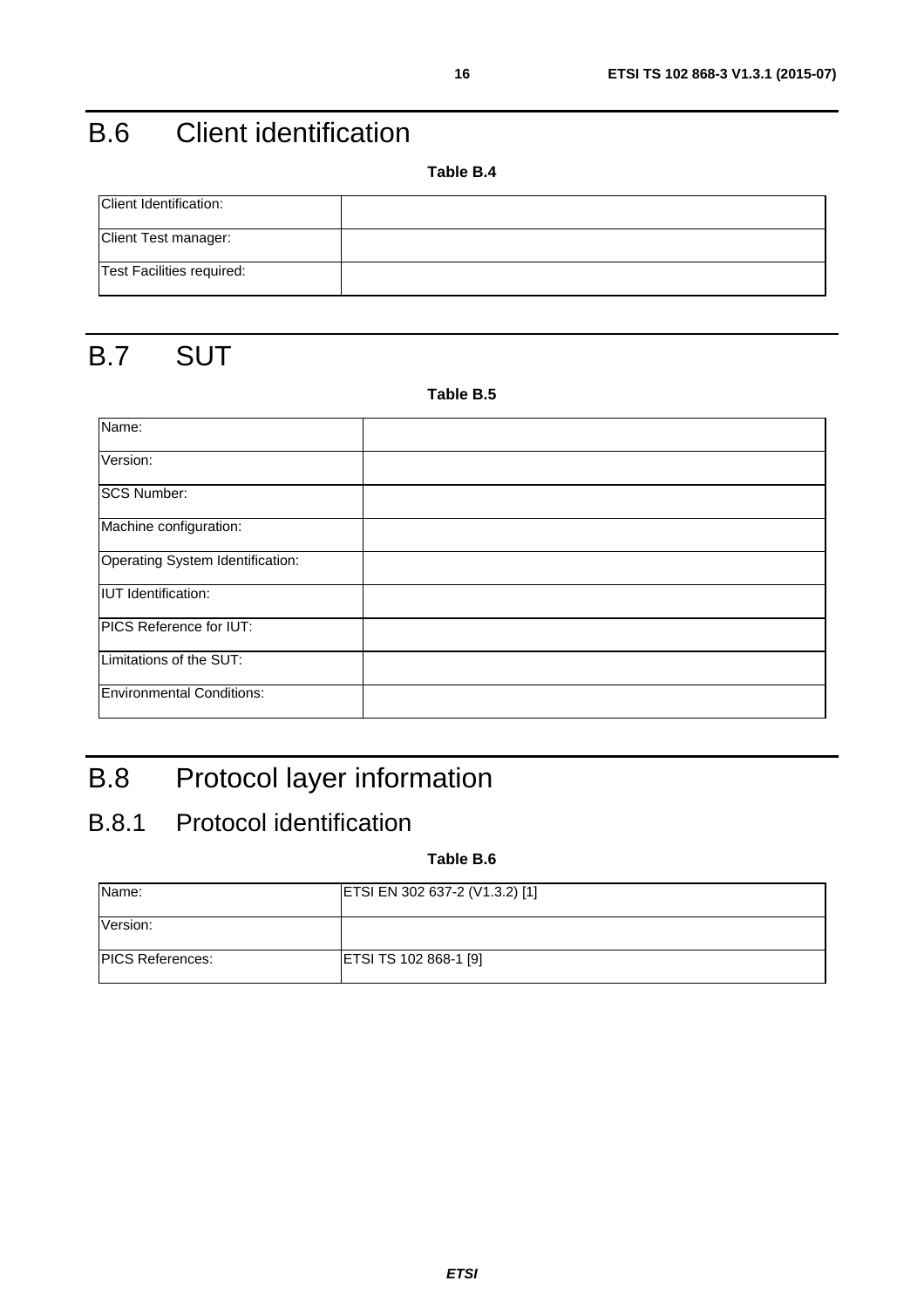# B.6 Client identification

**Table B.4**

| | |
|---|---|
| Client Identification: | |
| Client Test manager: | |
| Test Facilities required: | |

# B.7 SUT

**Table B.5**

| | |
|---|---|
| Name: | |
| Version: | |
| SCS Number: | |
| Machine configuration: | |
| Operating System Identification: | |
| IUT Identification: | |
| PICS Reference for IUT: | |
| Limitations of the SUT: | |
| Environmental Conditions: | |

# B.8 Protocol layer information

## B.8.1 Protocol identification

**Table B.6**

| | |
|---|---|
| Name: | ETSI EN 302 637-2 (V1.3.2) [1] |
| Version: | |
| PICS References: | ETSI TS 102 868-1 [9] |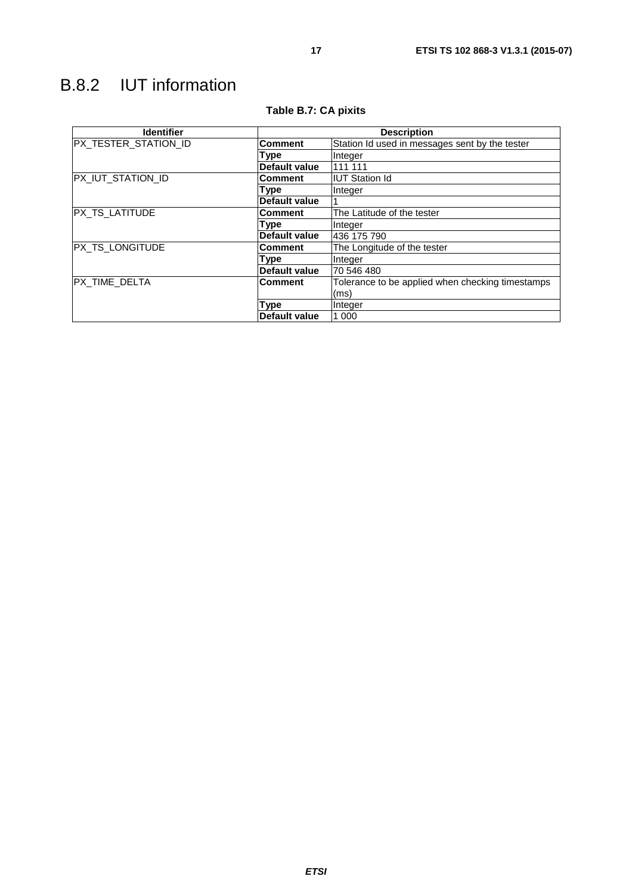## B.8.2 IUT information

**Table B.7: CA pixits**

| Identifier | Description | |
|---|---|---|
| PX_TESTER_STATION_ID | **Comment** | Station Id used in messages sent by the tester |
| | **Type** | Integer |
| | **Default value** | 111 111 |
| PX_IUT_STATION_ID | **Comment** | IUT Station Id |
| | **Type** | Integer |
| | **Default value** | 1 |
| PX_TS_LATITUDE | **Comment** | The Latitude of the tester |
| | **Type** | Integer |
| | **Default value** | 436 175 790 |
| PX_TS_LONGITUDE | **Comment** | The Longitude of the tester |
| | **Type** | Integer |
| | **Default value** | 70 546 480 |
| PX_TIME_DELTA | **Comment** | Tolerance to be applied when checking timestamps (ms) |
| | **Type** | Integer |
| | **Default value** | 1 000 |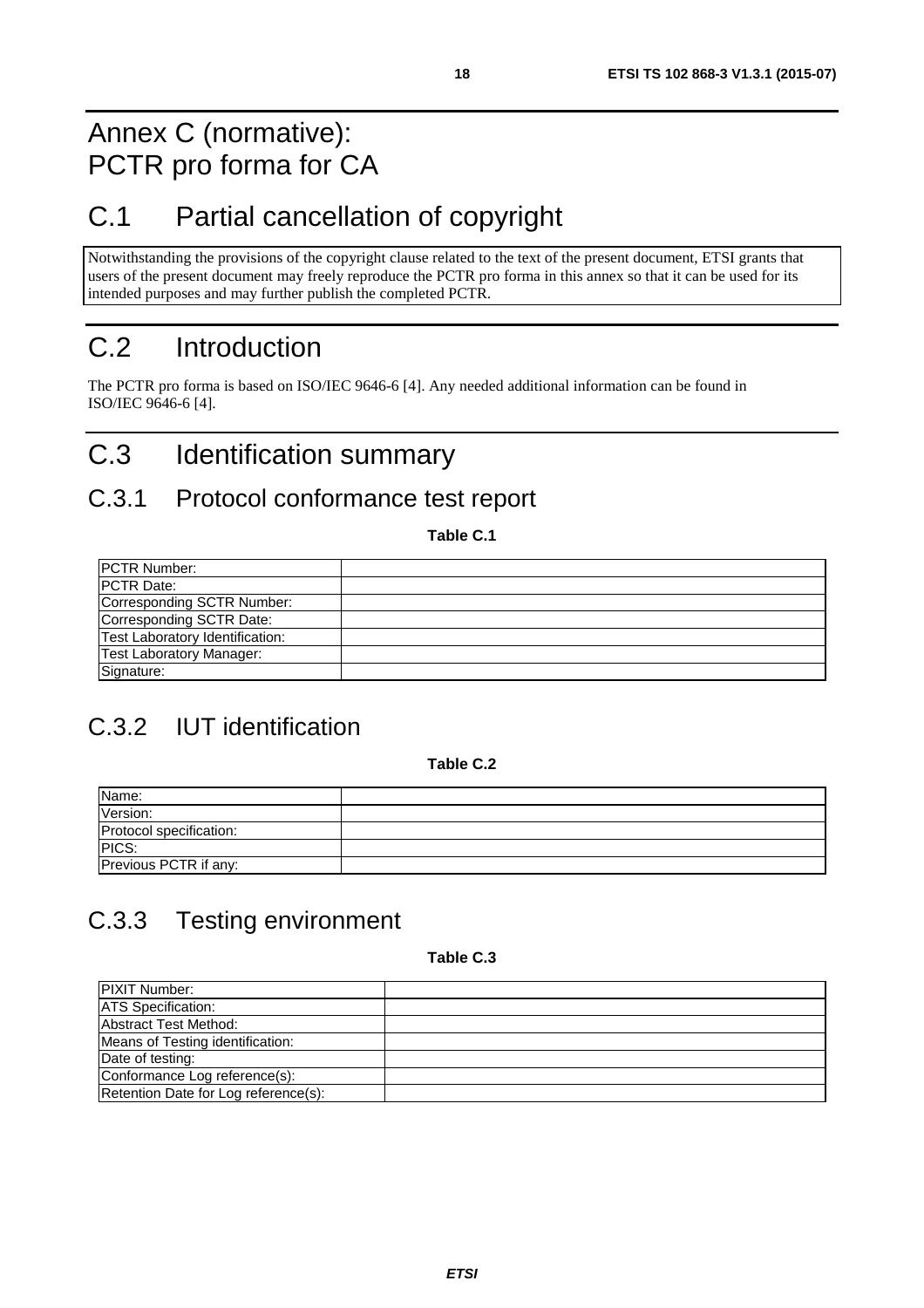# Annex C (normative): PCTR pro forma for CA

# C.1 Partial cancellation of copyright

Notwithstanding the provisions of the copyright clause related to the text of the present document, ETSI grants that users of the present document may freely reproduce the PCTR pro forma in this annex so that it can be used for its intended purposes and may further publish the completed PCTR.

# C.2 Introduction

The PCTR pro forma is based on ISO/IEC 9646-6 [4]. Any needed additional information can be found in ISO/IEC 9646-6 [4].

# C.3 Identification summary

## C.3.1 Protocol conformance test report

**Table C.1**

| | |
|---|---|
| PCTR Number: | |
| PCTR Date: | |
| Corresponding SCTR Number: | |
| Corresponding SCTR Date: | |
| Test Laboratory Identification: | |
| Test Laboratory Manager: | |
| Signature: | |

## C.3.2 IUT identification

**Table C.2**

| | |
|---|---|
| Name: | |
| Version: | |
| Protocol specification: | |
| PICS: | |
| Previous PCTR if any: | |

## C.3.3 Testing environment

**Table C.3**

| | |
|---|---|
| PIXIT Number: | |
| ATS Specification: | |
| Abstract Test Method: | |
| Means of Testing identification: | |
| Date of testing: | |
| Conformance Log reference(s): | |
| Retention Date for Log reference(s): | |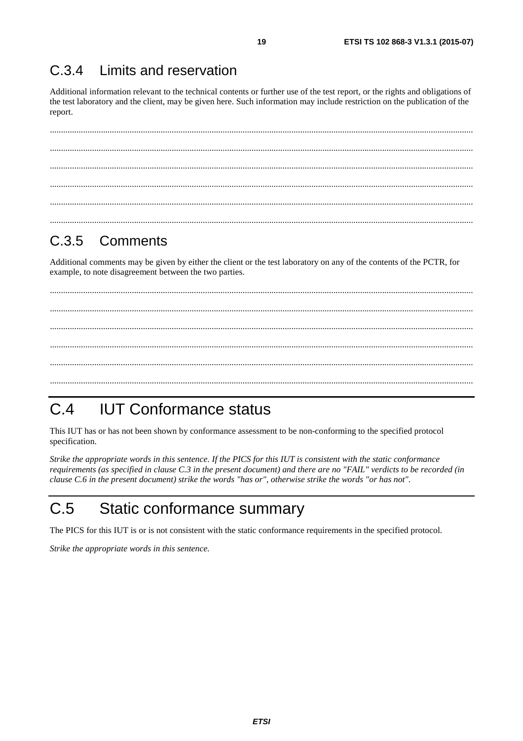### C.3.4 Limits and reservation

Additional information relevant to the technical contents or further use of the test report, or the rights and obligations of the test laboratory and the client, may be given here. Such information may include restriction on the publication of the report.

............................................................................................................................................................................................

............................................................................................................................................................................................

............................................................................................................................................................................................

............................................................................................................................................................................................

............................................................................................................................................................................................

............................................................................................................................................................................................

### C.3.5 Comments

Additional comments may be given by either the client or the test laboratory on any of the contents of the PCTR, for example, to note disagreement between the two parties.

............................................................................................................................................................................................

............................................................................................................................................................................................

............................................................................................................................................................................................

............................................................................................................................................................................................

............................................................................................................................................................................................

............................................................................................................................................................................................

## C.4 IUT Conformance status

This IUT has or has not been shown by conformance assessment to be non-conforming to the specified protocol specification.

*Strike the appropriate words in this sentence. If the PICS for this IUT is consistent with the static conformance requirements (as specified in clause C.3 in the present document) and there are no "FAIL" verdicts to be recorded (in clause C.6 in the present document) strike the words "has or", otherwise strike the words "or has not".*

## C.5 Static conformance summary

The PICS for this IUT is or is not consistent with the static conformance requirements in the specified protocol.

*Strike the appropriate words in this sentence.*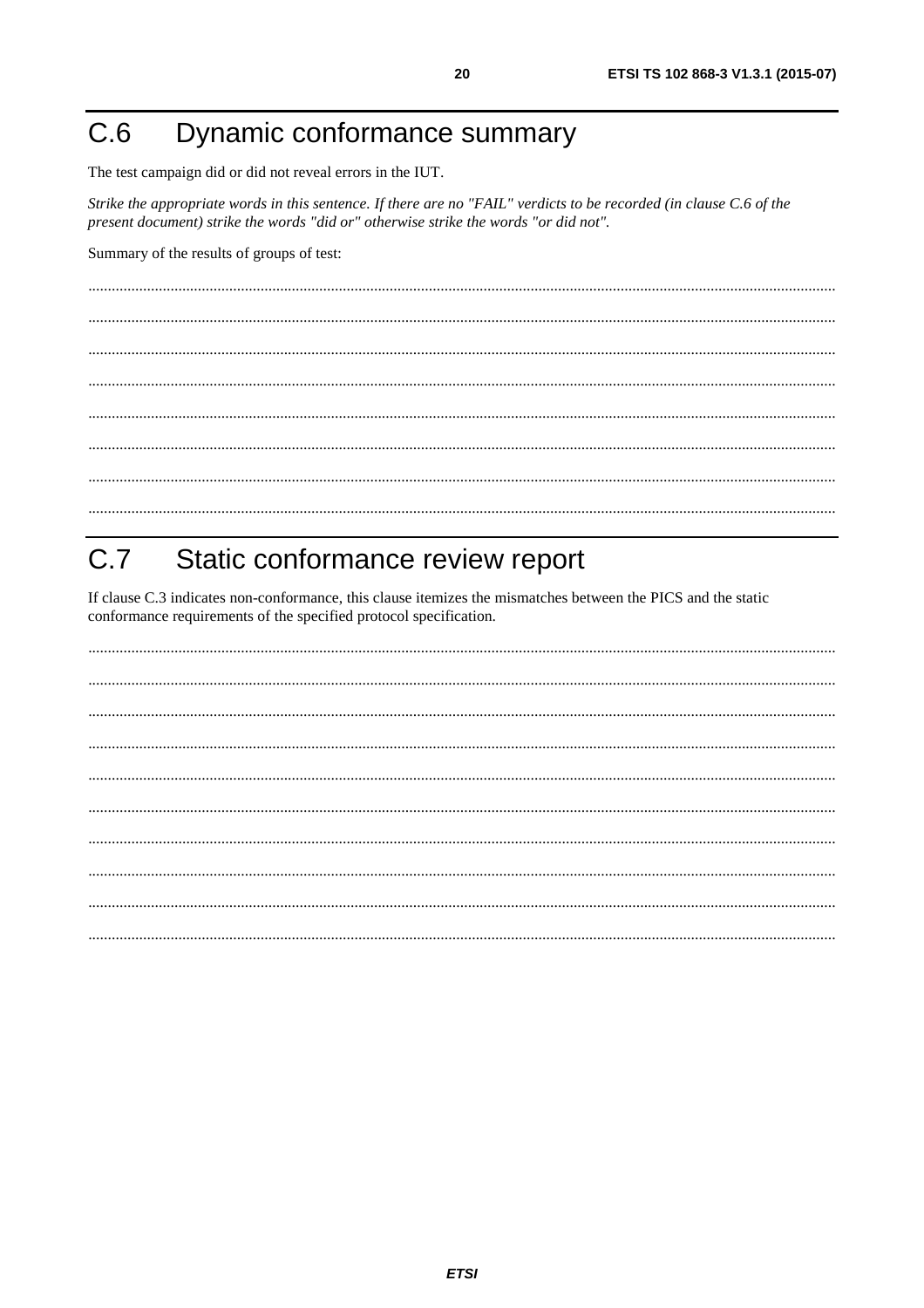# C.6 Dynamic conformance summary

The test campaign did or did not reveal errors in the IUT.

*Strike the appropriate words in this sentence. If there are no "FAIL" verdicts to be recorded (in clause C.6 of the present document) strike the words "did or" otherwise strike the words "or did not".*

Summary of the results of groups of test:

..........................................................................................................................................................................

..........................................................................................................................................................................

..........................................................................................................................................................................

..........................................................................................................................................................................

..........................................................................................................................................................................

..........................................................................................................................................................................

..........................................................................................................................................................................

..........................................................................................................................................................................

# C.7 Static conformance review report

If clause C.3 indicates non-conformance, this clause itemizes the mismatches between the PICS and the static conformance requirements of the specified protocol specification.

..........................................................................................................................................................................

..........................................................................................................................................................................

..........................................................................................................................................................................

..........................................................................................................................................................................

..........................................................................................................................................................................

..........................................................................................................................................................................

..........................................................................................................................................................................

..........................................................................................................................................................................

..........................................................................................................................................................................

..........................................................................................................................................................................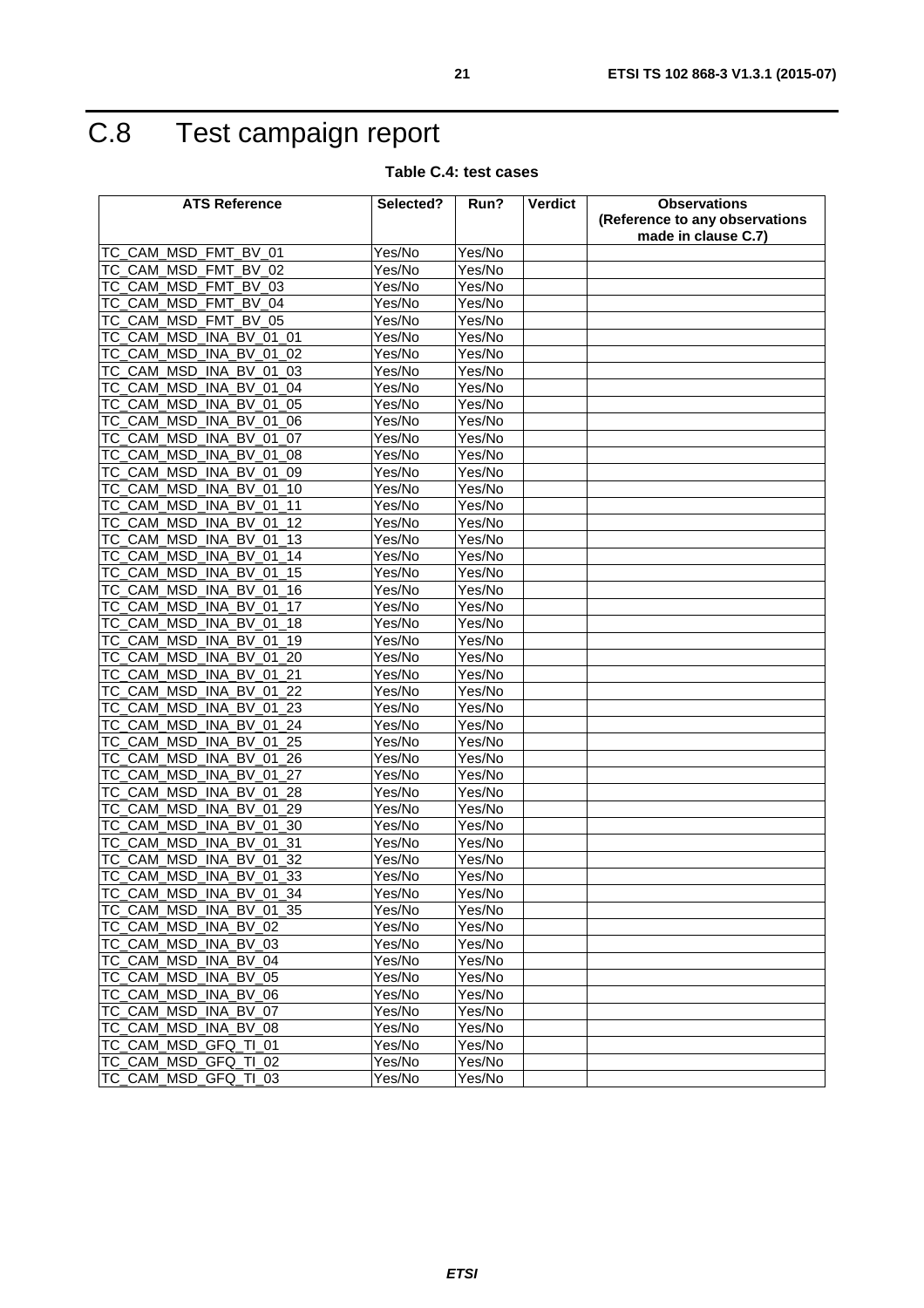# C.8 Test campaign report

**Table C.4: test cases**

| ATS Reference | Selected? | Run? | Verdict | Observations (Reference to any observations made in clause C.7) |
|---|---|---|---|---|
| TC_CAM_MSD_FMT_BV_01 | Yes/No | Yes/No | | |
| TC_CAM_MSD_FMT_BV_02 | Yes/No | Yes/No | | |
| TC_CAM_MSD_FMT_BV_03 | Yes/No | Yes/No | | |
| TC_CAM_MSD_FMT_BV_04 | Yes/No | Yes/No | | |
| TC_CAM_MSD_FMT_BV_05 | Yes/No | Yes/No | | |
| TC_CAM_MSD_INA_BV_01_01 | Yes/No | Yes/No | | |
| TC_CAM_MSD_INA_BV_01_02 | Yes/No | Yes/No | | |
| TC_CAM_MSD_INA_BV_01_03 | Yes/No | Yes/No | | |
| TC_CAM_MSD_INA_BV_01_04 | Yes/No | Yes/No | | |
| TC_CAM_MSD_INA_BV_01_05 | Yes/No | Yes/No | | |
| TC_CAM_MSD_INA_BV_01_06 | Yes/No | Yes/No | | |
| TC_CAM_MSD_INA_BV_01_07 | Yes/No | Yes/No | | |
| TC_CAM_MSD_INA_BV_01_08 | Yes/No | Yes/No | | |
| TC_CAM_MSD_INA_BV_01_09 | Yes/No | Yes/No | | |
| TC_CAM_MSD_INA_BV_01_10 | Yes/No | Yes/No | | |
| TC_CAM_MSD_INA_BV_01_11 | Yes/No | Yes/No | | |
| TC_CAM_MSD_INA_BV_01_12 | Yes/No | Yes/No | | |
| TC_CAM_MSD_INA_BV_01_13 | Yes/No | Yes/No | | |
| TC_CAM_MSD_INA_BV_01_14 | Yes/No | Yes/No | | |
| TC_CAM_MSD_INA_BV_01_15 | Yes/No | Yes/No | | |
| TC_CAM_MSD_INA_BV_01_16 | Yes/No | Yes/No | | |
| TC_CAM_MSD_INA_BV_01_17 | Yes/No | Yes/No | | |
| TC_CAM_MSD_INA_BV_01_18 | Yes/No | Yes/No | | |
| TC_CAM_MSD_INA_BV_01_19 | Yes/No | Yes/No | | |
| TC_CAM_MSD_INA_BV_01_20 | Yes/No | Yes/No | | |
| TC_CAM_MSD_INA_BV_01_21 | Yes/No | Yes/No | | |
| TC_CAM_MSD_INA_BV_01_22 | Yes/No | Yes/No | | |
| TC_CAM_MSD_INA_BV_01_23 | Yes/No | Yes/No | | |
| TC_CAM_MSD_INA_BV_01_24 | Yes/No | Yes/No | | |
| TC_CAM_MSD_INA_BV_01_25 | Yes/No | Yes/No | | |
| TC_CAM_MSD_INA_BV_01_26 | Yes/No | Yes/No | | |
| TC_CAM_MSD_INA_BV_01_27 | Yes/No | Yes/No | | |
| TC_CAM_MSD_INA_BV_01_28 | Yes/No | Yes/No | | |
| TC_CAM_MSD_INA_BV_01_29 | Yes/No | Yes/No | | |
| TC_CAM_MSD_INA_BV_01_30 | Yes/No | Yes/No | | |
| TC_CAM_MSD_INA_BV_01_31 | Yes/No | Yes/No | | |
| TC_CAM_MSD_INA_BV_01_32 | Yes/No | Yes/No | | |
| TC_CAM_MSD_INA_BV_01_33 | Yes/No | Yes/No | | |
| TC_CAM_MSD_INA_BV_01_34 | Yes/No | Yes/No | | |
| TC_CAM_MSD_INA_BV_01_35 | Yes/No | Yes/No | | |
| TC_CAM_MSD_INA_BV_02 | Yes/No | Yes/No | | |
| TC_CAM_MSD_INA_BV_03 | Yes/No | Yes/No | | |
| TC_CAM_MSD_INA_BV_04 | Yes/No | Yes/No | | |
| TC_CAM_MSD_INA_BV_05 | Yes/No | Yes/No | | |
| TC_CAM_MSD_INA_BV_06 | Yes/No | Yes/No | | |
| TC_CAM_MSD_INA_BV_07 | Yes/No | Yes/No | | |
| TC_CAM_MSD_INA_BV_08 | Yes/No | Yes/No | | |
| TC_CAM_MSD_GFQ_TI_01 | Yes/No | Yes/No | | |
| TC_CAM_MSD_GFQ_TI_02 | Yes/No | Yes/No | | |
| TC_CAM_MSD_GFQ_TI_03 | Yes/No | Yes/No | | |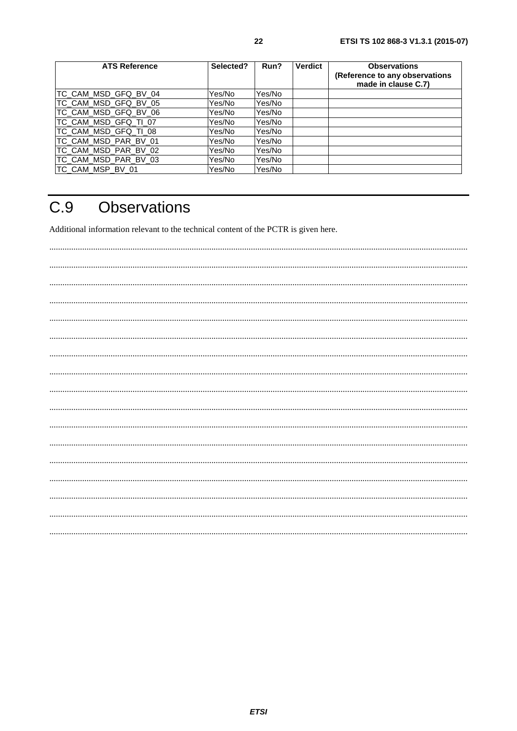| ATS Reference | Selected? | Run? | Verdict | Observations (Reference to any observations made in clause C.7) |
|---|---|---|---|---|
| TC_CAM_MSD_GFQ_BV_04 | Yes/No | Yes/No | | |
| TC_CAM_MSD_GFQ_BV_05 | Yes/No | Yes/No | | |
| TC_CAM_MSD_GFQ_BV_06 | Yes/No | Yes/No | | |
| TC_CAM_MSD_GFQ_TI_07 | Yes/No | Yes/No | | |
| TC_CAM_MSD_GFQ_TI_08 | Yes/No | Yes/No | | |
| TC_CAM_MSD_PAR_BV_01 | Yes/No | Yes/No | | |
| TC_CAM_MSD_PAR_BV_02 | Yes/No | Yes/No | | |
| TC_CAM_MSD_PAR_BV_03 | Yes/No | Yes/No | | |
| TC_CAM_MSP_BV_01 | Yes/No | Yes/No | | |

# C.9 Observations

Additional information relevant to the technical content of the PCTR is given here.

..........................................................................................................................................................................

..........................................................................................................................................................................

..........................................................................................................................................................................

..........................................................................................................................................................................

..........................................................................................................................................................................

..........................................................................................................................................................................

..........................................................................................................................................................................

..........................................................................................................................................................................

..........................................................................................................................................................................

..........................................................................................................................................................................

..........................................................................................................................................................................

..........................................................................................................................................................................

..........................................................................................................................................................................

..........................................................................................................................................................................

..........................................................................................................................................................................

..........................................................................................................................................................................

..........................................................................................................................................................................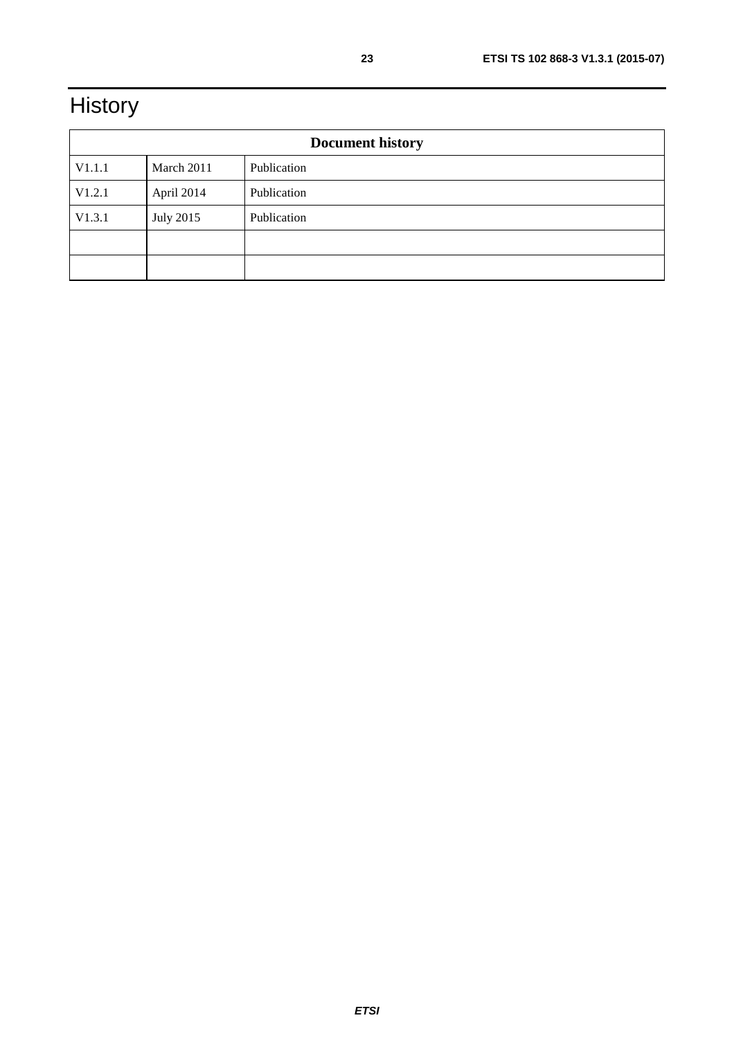# History

| Document history | | |
|---|---|---|
| V1.1.1 | March 2011 | Publication |
| V1.2.1 | April 2014 | Publication |
| V1.3.1 | July 2015 | Publication |
| | | |
| | | |